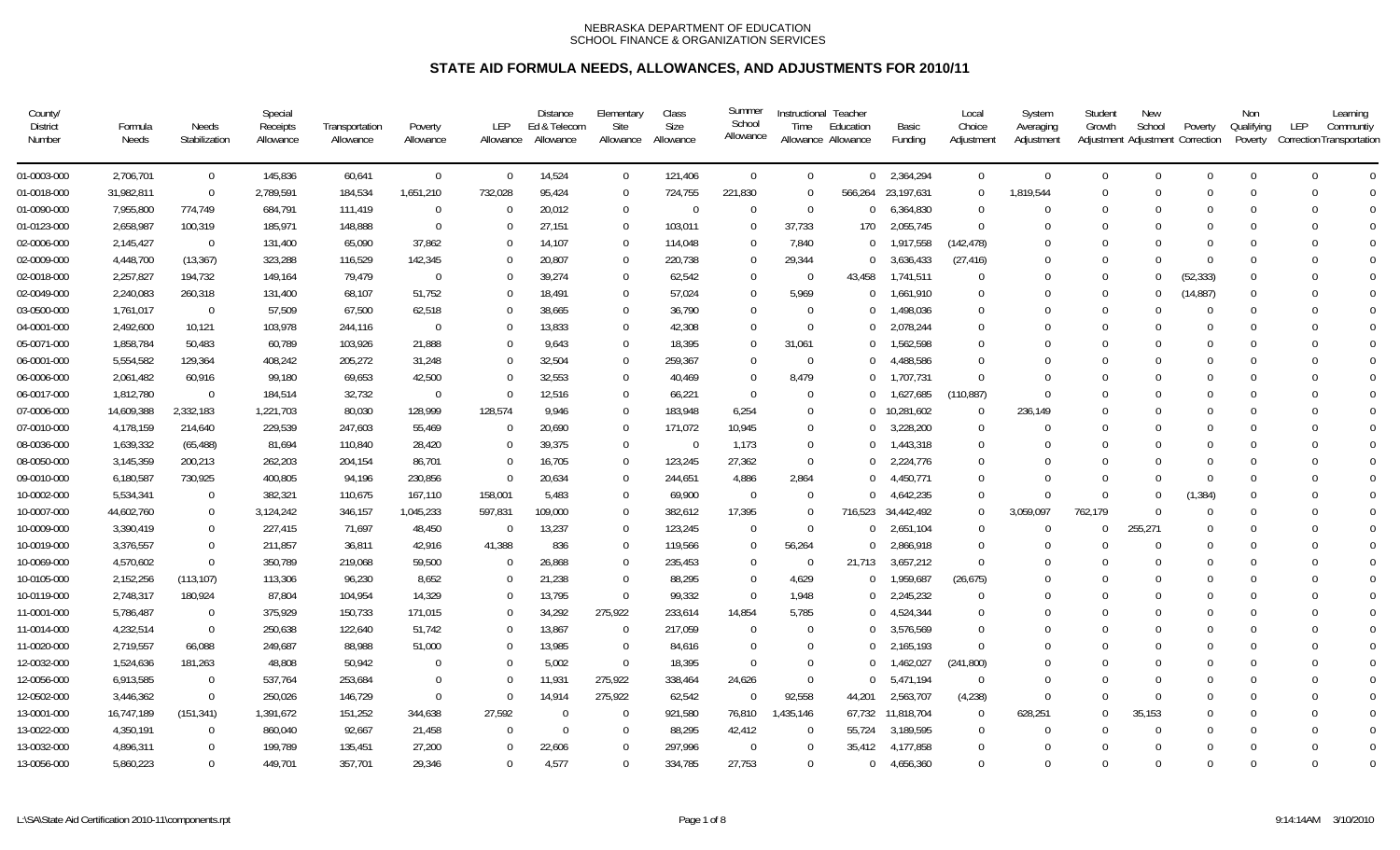NEBRASKA DEPARTMENT OF EDUCATION
SCHOOL FINANCE & ORGANIZATION SERVICES

# STATE AID FORMULA NEEDS, ALLOWANCES, AND ADJUSTMENTS FOR 2010/11

| County/ District Number | Formula Needs | Needs Stabilization | Special Receipts Allowance | Transportation Allowance | Poverty Allowance | LEP Allowance | Distance Ed & Telecom Allowance | Elementary Site Allowance | Class Size Allowance | Summer School Allowance | Instructional Time Allowance | Teacher Education Allowance | Basic Funding | Local Choice Adjustment | System Averaging Adjustment | Student Growth Adjustment | New School Adjustment | Poverty Correction | Non Qualifying Poverty | LEP Correction | Learning Community Transportation |
|---|---|---|---|---|---|---|---|---|---|---|---|---|---|---|---|---|---|---|---|---|---|
| 01-0003-000 | 2,706,701 | 0 | 145,836 | 60,641 | 0 | 0 | 14,524 | 0 | 121,406 | 0 | 0 | 0 | 2,364,294 | 0 | 0 | 0 | 0 | 0 | 0 | 0 | 0 |
| 01-0018-000 | 31,982,811 | 0 | 2,789,591 | 184,534 | 1,651,210 | 732,028 | 95,424 | 0 | 724,755 | 221,830 | 0 | 566,264 | 23,197,631 | 0 | 1,819,544 | 0 | 0 | 0 | 0 | 0 | 0 |
| 01-0090-000 | 7,955,800 | 774,749 | 684,791 | 111,419 | 0 | 0 | 20,012 | 0 | 0 | 0 | 0 | 0 | 6,364,830 | 0 | 0 | 0 | 0 | 0 | 0 | 0 | 0 |
| 01-0123-000 | 2,658,987 | 100,319 | 185,971 | 148,888 | 0 | 0 | 27,151 | 0 | 103,011 | 0 | 37,733 | 170 | 2,055,745 | 0 | 0 | 0 | 0 | 0 | 0 | 0 | 0 |
| 02-0006-000 | 2,145,427 | 0 | 131,400 | 65,090 | 37,862 | 0 | 14,107 | 0 | 114,048 | 0 | 7,840 | 0 | 1,917,558 | (142,478) | 0 | 0 | 0 | 0 | 0 | 0 | 0 |
| 02-0009-000 | 4,448,700 | (13,367) | 323,288 | 116,529 | 142,345 | 0 | 20,807 | 0 | 220,738 | 0 | 29,344 | 0 | 3,636,433 | (27,416) | 0 | 0 | 0 | 0 | 0 | 0 | 0 |
| 02-0018-000 | 2,257,827 | 194,732 | 149,164 | 79,479 | 0 | 0 | 39,274 | 0 | 62,542 | 0 | 0 | 43,458 | 1,741,511 | 0 | 0 | 0 | 0 | (52,333) | 0 | 0 | 0 |
| 02-0049-000 | 2,240,083 | 260,318 | 131,400 | 68,107 | 51,752 | 0 | 18,491 | 0 | 57,024 | 0 | 5,969 | 0 | 1,661,910 | 0 | 0 | 0 | 0 | (14,887) | 0 | 0 | 0 |
| 03-0500-000 | 1,761,017 | 0 | 57,509 | 67,500 | 62,518 | 0 | 38,665 | 0 | 36,790 | 0 | 0 | 0 | 1,498,036 | 0 | 0 | 0 | 0 | 0 | 0 | 0 | 0 |
| 04-0001-000 | 2,492,600 | 10,121 | 103,978 | 244,116 | 0 | 0 | 13,833 | 0 | 42,308 | 0 | 0 | 0 | 2,078,244 | 0 | 0 | 0 | 0 | 0 | 0 | 0 | 0 |
| 05-0071-000 | 1,858,784 | 50,483 | 60,789 | 103,926 | 21,888 | 0 | 9,643 | 0 | 18,395 | 0 | 31,061 | 0 | 1,562,598 | 0 | 0 | 0 | 0 | 0 | 0 | 0 | 0 |
| 06-0001-000 | 5,554,582 | 129,364 | 408,242 | 205,272 | 31,248 | 0 | 32,504 | 0 | 259,367 | 0 | 0 | 0 | 4,488,586 | 0 | 0 | 0 | 0 | 0 | 0 | 0 | 0 |
| 06-0006-000 | 2,061,482 | 60,916 | 99,180 | 69,653 | 42,500 | 0 | 32,553 | 0 | 40,469 | 0 | 8,479 | 0 | 1,707,731 | 0 | 0 | 0 | 0 | 0 | 0 | 0 | 0 |
| 06-0017-000 | 1,812,780 | 0 | 184,514 | 32,732 | 0 | 0 | 12,516 | 0 | 66,221 | 0 | 0 | 0 | 1,627,685 | (110,887) | 0 | 0 | 0 | 0 | 0 | 0 | 0 |
| 07-0006-000 | 14,609,388 | 2,332,183 | 1,221,703 | 80,030 | 128,999 | 128,574 | 9,946 | 0 | 183,948 | 6,254 | 0 | 0 | 10,281,602 | 0 | 236,149 | 0 | 0 | 0 | 0 | 0 | 0 |
| 07-0010-000 | 4,178,159 | 214,640 | 229,539 | 247,603 | 55,469 | 0 | 20,690 | 0 | 171,072 | 10,945 | 0 | 0 | 3,228,200 | 0 | 0 | 0 | 0 | 0 | 0 | 0 | 0 |
| 08-0036-000 | 1,639,332 | (65,488) | 81,694 | 110,840 | 28,420 | 0 | 39,375 | 0 | 0 | 1,173 | 0 | 0 | 1,443,318 | 0 | 0 | 0 | 0 | 0 | 0 | 0 | 0 |
| 08-0050-000 | 3,145,359 | 200,213 | 262,203 | 204,154 | 86,701 | 0 | 16,705 | 0 | 123,245 | 27,362 | 0 | 0 | 2,224,776 | 0 | 0 | 0 | 0 | 0 | 0 | 0 | 0 |
| 09-0010-000 | 6,180,587 | 730,925 | 400,805 | 94,196 | 230,856 | 0 | 20,634 | 0 | 244,651 | 4,886 | 2,864 | 0 | 4,450,771 | 0 | 0 | 0 | 0 | 0 | 0 | 0 | 0 |
| 10-0002-000 | 5,534,341 | 0 | 382,321 | 110,675 | 167,110 | 158,001 | 5,483 | 0 | 69,900 | 0 | 0 | 0 | 4,642,235 | 0 | 0 | 0 | 0 | (1,384) | 0 | 0 | 0 |
| 10-0007-000 | 44,602,760 | 0 | 3,124,242 | 346,157 | 1,045,233 | 597,831 | 109,000 | 0 | 382,612 | 17,395 | 0 | 716,523 | 34,442,492 | 0 | 3,059,097 | 762,179 | 0 | 0 | 0 | 0 | 0 |
| 10-0009-000 | 3,390,419 | 0 | 227,415 | 71,697 | 48,450 | 0 | 13,237 | 0 | 123,245 | 0 | 0 | 0 | 2,651,104 | 0 | 0 | 0 | 255,271 | 0 | 0 | 0 | 0 |
| 10-0019-000 | 3,376,557 | 0 | 211,857 | 36,811 | 42,916 | 41,388 | 836 | 0 | 119,566 | 0 | 56,264 | 0 | 2,866,918 | 0 | 0 | 0 | 0 | 0 | 0 | 0 | 0 |
| 10-0069-000 | 4,570,602 | 0 | 350,789 | 219,068 | 59,500 | 0 | 26,868 | 0 | 235,453 | 0 | 0 | 21,713 | 3,657,212 | 0 | 0 | 0 | 0 | 0 | 0 | 0 | 0 |
| 10-0105-000 | 2,152,256 | (113,107) | 113,306 | 96,230 | 8,652 | 0 | 21,238 | 0 | 88,295 | 0 | 4,629 | 0 | 1,959,687 | (26,675) | 0 | 0 | 0 | 0 | 0 | 0 | 0 |
| 10-0119-000 | 2,748,317 | 180,924 | 87,804 | 104,954 | 14,329 | 0 | 13,795 | 0 | 99,332 | 0 | 1,948 | 0 | 2,245,232 | 0 | 0 | 0 | 0 | 0 | 0 | 0 | 0 |
| 11-0001-000 | 5,786,487 | 0 | 375,929 | 150,733 | 171,015 | 0 | 34,292 | 275,922 | 233,614 | 14,854 | 5,785 | 0 | 4,524,344 | 0 | 0 | 0 | 0 | 0 | 0 | 0 | 0 |
| 11-0014-000 | 4,232,514 | 0 | 250,638 | 122,640 | 51,742 | 0 | 13,867 | 0 | 217,059 | 0 | 0 | 0 | 3,576,569 | 0 | 0 | 0 | 0 | 0 | 0 | 0 | 0 |
| 11-0020-000 | 2,719,557 | 66,088 | 249,687 | 88,988 | 51,000 | 0 | 13,985 | 0 | 84,616 | 0 | 0 | 0 | 2,165,193 | 0 | 0 | 0 | 0 | 0 | 0 | 0 | 0 |
| 12-0032-000 | 1,524,636 | 181,263 | 48,808 | 50,942 | 0 | 0 | 5,002 | 0 | 18,395 | 0 | 0 | 0 | 1,462,027 | (241,800) | 0 | 0 | 0 | 0 | 0 | 0 | 0 |
| 12-0056-000 | 6,913,585 | 0 | 537,764 | 253,684 | 0 | 0 | 11,931 | 275,922 | 338,464 | 24,626 | 0 | 0 | 5,471,194 | 0 | 0 | 0 | 0 | 0 | 0 | 0 | 0 |
| 12-0502-000 | 3,446,362 | 0 | 250,026 | 146,729 | 0 | 0 | 14,914 | 275,922 | 62,542 | 0 | 92,558 | 44,201 | 2,563,707 | (4,238) | 0 | 0 | 0 | 0 | 0 | 0 | 0 |
| 13-0001-000 | 16,747,189 | (151,341) | 1,391,672 | 151,252 | 344,638 | 27,592 | 0 | 0 | 921,580 | 76,810 | 1,435,146 | 67,732 | 11,818,704 | 0 | 628,251 | 0 | 35,153 | 0 | 0 | 0 | 0 |
| 13-0022-000 | 4,350,191 | 0 | 860,040 | 92,667 | 21,458 | 0 | 0 | 0 | 88,295 | 42,412 | 0 | 55,724 | 3,189,595 | 0 | 0 | 0 | 0 | 0 | 0 | 0 | 0 |
| 13-0032-000 | 4,896,311 | 0 | 199,789 | 135,451 | 27,200 | 0 | 22,606 | 0 | 297,996 | 0 | 0 | 35,412 | 4,177,858 | 0 | 0 | 0 | 0 | 0 | 0 | 0 | 0 |
| 13-0056-000 | 5,860,223 | 0 | 449,701 | 357,701 | 29,346 | 0 | 4,577 | 0 | 334,785 | 27,753 | 0 | 0 | 4,656,360 | 0 | 0 | 0 | 0 | 0 | 0 | 0 | 0 |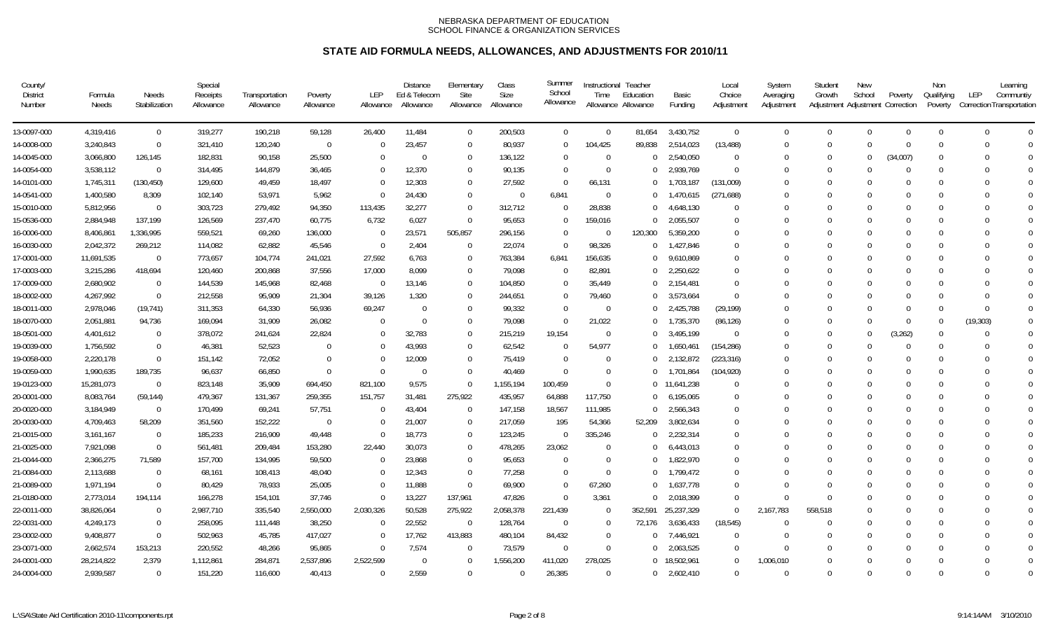NEBRASKA DEPARTMENT OF EDUCATION
SCHOOL FINANCE & ORGANIZATION SERVICES

# STATE AID FORMULA NEEDS, ALLOWANCES, AND ADJUSTMENTS FOR 2010/11

| County/ District Number | Formula Needs | Needs Stabilization | Special Receipts Allowance | Transportation Allowance | Poverty Allowance | LEP Allowance | Distance Ed & Telecom Allowance | Elementary Site Allowance | Class Size Allowance | Summer School Allowance | Instructional Time Allowance | Teacher Education Allowance | Basic Funding | Local Choice Adjustment | System Averaging Adjustment | Student Growth Adjustment | New School Adjustment | Poverty Correction | Non Qualifying Poverty | LEP Correction | Learning Community Transportation |
|---|---|---|---|---|---|---|---|---|---|---|---|---|---|---|---|---|---|---|---|---|---|
| 13-0097-000 | 4,319,416 | 0 | 319,277 | 190,218 | 59,128 | 26,400 | 11,484 | 0 | 200,503 | 0 | 0 | 81,654 | 3,430,752 | 0 | 0 | 0 | 0 | 0 | 0 | 0 | 0 |
| 14-0008-000 | 3,240,843 | 0 | 321,410 | 120,240 | 0 | 0 | 23,457 | 0 | 80,937 | 0 | 104,425 | 89,838 | 2,514,023 | (13,488) | 0 | 0 | 0 | 0 | 0 | 0 | 0 |
| 14-0045-000 | 3,066,800 | 126,145 | 182,831 | 90,158 | 25,500 | 0 | 0 | 0 | 136,122 | 0 | 0 | 0 | 2,540,050 | 0 | 0 | 0 | 0 | (34,007) | 0 | 0 | 0 |
| 14-0054-000 | 3,538,112 | 0 | 314,495 | 144,879 | 36,465 | 0 | 12,370 | 0 | 90,135 | 0 | 0 | 0 | 2,939,769 | 0 | 0 | 0 | 0 | 0 | 0 | 0 | 0 |
| 14-0101-000 | 1,745,311 | (130,450) | 129,600 | 49,459 | 18,497 | 0 | 12,303 | 0 | 27,592 | 0 | 66,131 | 0 | 1,703,187 | (131,009) | 0 | 0 | 0 | 0 | 0 | 0 | 0 |
| 14-0541-000 | 1,400,580 | 8,309 | 102,140 | 53,971 | 5,962 | 0 | 24,430 | 0 | 0 | 6,841 | 0 | 0 | 1,470,615 | (271,688) | 0 | 0 | 0 | 0 | 0 | 0 | 0 |
| 15-0010-000 | 5,812,956 | 0 | 303,723 | 279,492 | 94,350 | 113,435 | 32,277 | 0 | 312,712 | 0 | 28,838 | 0 | 4,648,130 | 0 | 0 | 0 | 0 | 0 | 0 | 0 | 0 |
| 15-0536-000 | 2,884,948 | 137,199 | 126,569 | 237,470 | 60,775 | 6,732 | 6,027 | 0 | 95,653 | 0 | 159,016 | 0 | 2,055,507 | 0 | 0 | 0 | 0 | 0 | 0 | 0 | 0 |
| 16-0006-000 | 8,406,861 | 1,336,995 | 559,521 | 69,260 | 136,000 | 0 | 23,571 | 505,857 | 296,156 | 0 | 0 | 120,300 | 5,359,200 | 0 | 0 | 0 | 0 | 0 | 0 | 0 | 0 |
| 16-0030-000 | 2,042,372 | 269,212 | 114,082 | 62,882 | 45,546 | 0 | 2,404 | 0 | 22,074 | 0 | 98,326 | 0 | 1,427,846 | 0 | 0 | 0 | 0 | 0 | 0 | 0 | 0 |
| 17-0001-000 | 11,691,535 | 0 | 773,657 | 104,774 | 241,021 | 27,592 | 6,763 | 0 | 763,384 | 6,841 | 156,635 | 0 | 9,610,869 | 0 | 0 | 0 | 0 | 0 | 0 | 0 | 0 |
| 17-0003-000 | 3,215,286 | 418,694 | 120,460 | 200,868 | 37,556 | 17,000 | 8,099 | 0 | 79,098 | 0 | 82,891 | 0 | 2,250,622 | 0 | 0 | 0 | 0 | 0 | 0 | 0 | 0 |
| 17-0009-000 | 2,680,902 | 0 | 144,539 | 145,968 | 82,468 | 0 | 13,146 | 0 | 104,850 | 0 | 35,449 | 0 | 2,154,481 | 0 | 0 | 0 | 0 | 0 | 0 | 0 | 0 |
| 18-0002-000 | 4,267,992 | 0 | 212,558 | 95,909 | 21,304 | 39,126 | 1,320 | 0 | 244,651 | 0 | 79,460 | 0 | 3,573,664 | 0 | 0 | 0 | 0 | 0 | 0 | 0 | 0 |
| 18-0011-000 | 2,978,046 | (19,741) | 311,353 | 64,330 | 56,936 | 69,247 | 0 | 0 | 99,332 | 0 | 0 | 0 | 2,425,788 | (29,199) | 0 | 0 | 0 | 0 | 0 | 0 | 0 |
| 18-0070-000 | 2,051,881 | 94,736 | 169,094 | 31,909 | 26,082 | 0 | 0 | 0 | 79,098 | 0 | 21,022 | 0 | 1,735,370 | (86,126) | 0 | 0 | 0 | 0 | 0 | (19,303) | 0 |
| 18-0501-000 | 4,401,612 | 0 | 378,072 | 241,624 | 22,824 | 0 | 32,783 | 0 | 215,219 | 19,154 | 0 | 0 | 3,495,199 | 0 | 0 | 0 | 0 | (3,262) | 0 | 0 | 0 |
| 19-0039-000 | 1,756,592 | 0 | 46,381 | 52,523 | 0 | 0 | 43,993 | 0 | 62,542 | 0 | 54,977 | 0 | 1,650,461 | (154,286) | 0 | 0 | 0 | 0 | 0 | 0 | 0 |
| 19-0058-000 | 2,220,178 | 0 | 151,142 | 72,052 | 0 | 0 | 12,009 | 0 | 75,419 | 0 | 0 | 0 | 2,132,872 | (223,316) | 0 | 0 | 0 | 0 | 0 | 0 | 0 |
| 19-0059-000 | 1,990,635 | 189,735 | 96,637 | 66,850 | 0 | 0 | 0 | 0 | 40,469 | 0 | 0 | 0 | 1,701,864 | (104,920) | 0 | 0 | 0 | 0 | 0 | 0 | 0 |
| 19-0123-000 | 15,281,073 | 0 | 823,148 | 35,909 | 694,450 | 821,100 | 9,575 | 0 | 1,155,194 | 100,459 | 0 | 0 | 11,641,238 | 0 | 0 | 0 | 0 | 0 | 0 | 0 | 0 |
| 20-0001-000 | 8,083,764 | (59,144) | 479,367 | 131,367 | 259,355 | 151,757 | 31,481 | 275,922 | 435,957 | 64,888 | 117,750 | 0 | 6,195,065 | 0 | 0 | 0 | 0 | 0 | 0 | 0 | 0 |
| 20-0020-000 | 3,184,949 | 0 | 170,499 | 69,241 | 57,751 | 0 | 43,404 | 0 | 147,158 | 18,567 | 111,985 | 0 | 2,566,343 | 0 | 0 | 0 | 0 | 0 | 0 | 0 | 0 |
| 20-0030-000 | 4,709,463 | 58,209 | 351,560 | 152,222 | 0 | 0 | 21,007 | 0 | 217,059 | 195 | 54,366 | 52,209 | 3,802,634 | 0 | 0 | 0 | 0 | 0 | 0 | 0 | 0 |
| 21-0015-000 | 3,161,167 | 0 | 185,233 | 216,909 | 49,448 | 0 | 18,773 | 0 | 123,245 | 0 | 335,246 | 0 | 2,232,314 | 0 | 0 | 0 | 0 | 0 | 0 | 0 | 0 |
| 21-0025-000 | 7,921,098 | 0 | 561,481 | 209,484 | 153,280 | 22,440 | 30,073 | 0 | 478,265 | 23,062 | 0 | 0 | 6,443,013 | 0 | 0 | 0 | 0 | 0 | 0 | 0 | 0 |
| 21-0044-000 | 2,366,275 | 71,589 | 157,700 | 134,995 | 59,500 | 0 | 23,868 | 0 | 95,653 | 0 | 0 | 0 | 1,822,970 | 0 | 0 | 0 | 0 | 0 | 0 | 0 | 0 |
| 21-0084-000 | 2,113,688 | 0 | 68,161 | 108,413 | 48,040 | 0 | 12,343 | 0 | 77,258 | 0 | 0 | 0 | 1,799,472 | 0 | 0 | 0 | 0 | 0 | 0 | 0 | 0 |
| 21-0089-000 | 1,971,194 | 0 | 80,429 | 78,933 | 25,005 | 0 | 11,888 | 0 | 69,900 | 0 | 67,260 | 0 | 1,637,778 | 0 | 0 | 0 | 0 | 0 | 0 | 0 | 0 |
| 21-0180-000 | 2,773,014 | 194,114 | 166,278 | 154,101 | 37,746 | 0 | 13,227 | 137,961 | 47,826 | 0 | 3,361 | 0 | 2,018,399 | 0 | 0 | 0 | 0 | 0 | 0 | 0 | 0 |
| 22-0011-000 | 38,826,064 | 0 | 2,987,710 | 335,540 | 2,550,000 | 2,030,326 | 50,528 | 275,922 | 2,058,378 | 221,439 | 0 | 352,591 | 25,237,329 | 0 | 2,167,783 | 558,518 | 0 | 0 | 0 | 0 | 0 |
| 22-0031-000 | 4,249,173 | 0 | 258,095 | 111,448 | 38,250 | 0 | 22,552 | 0 | 128,764 | 0 | 0 | 72,176 | 3,636,433 | (18,545) | 0 | 0 | 0 | 0 | 0 | 0 | 0 |
| 23-0002-000 | 9,408,877 | 0 | 502,963 | 45,785 | 417,027 | 0 | 17,762 | 413,883 | 480,104 | 84,432 | 0 | 0 | 7,446,921 | 0 | 0 | 0 | 0 | 0 | 0 | 0 | 0 |
| 23-0071-000 | 2,662,574 | 153,213 | 220,552 | 48,266 | 95,865 | 0 | 7,574 | 0 | 73,579 | 0 | 0 | 0 | 2,063,525 | 0 | 0 | 0 | 0 | 0 | 0 | 0 | 0 |
| 24-0001-000 | 28,214,822 | 2,379 | 1,112,861 | 284,871 | 2,537,896 | 2,522,599 | 0 | 0 | 1,556,200 | 411,020 | 278,025 | 0 | 18,502,961 | 0 | 1,006,010 | 0 | 0 | 0 | 0 | 0 | 0 |
| 24-0004-000 | 2,939,587 | 0 | 151,220 | 116,600 | 40,413 | 0 | 2,559 | 0 | 0 | 26,385 | 0 | 0 | 2,602,410 | 0 | 0 | 0 | 0 | 0 | 0 | 0 | 0 |

L:\SA\State Aid Certification 2010-11\components.rpt 9:14:14AM 3/10/2010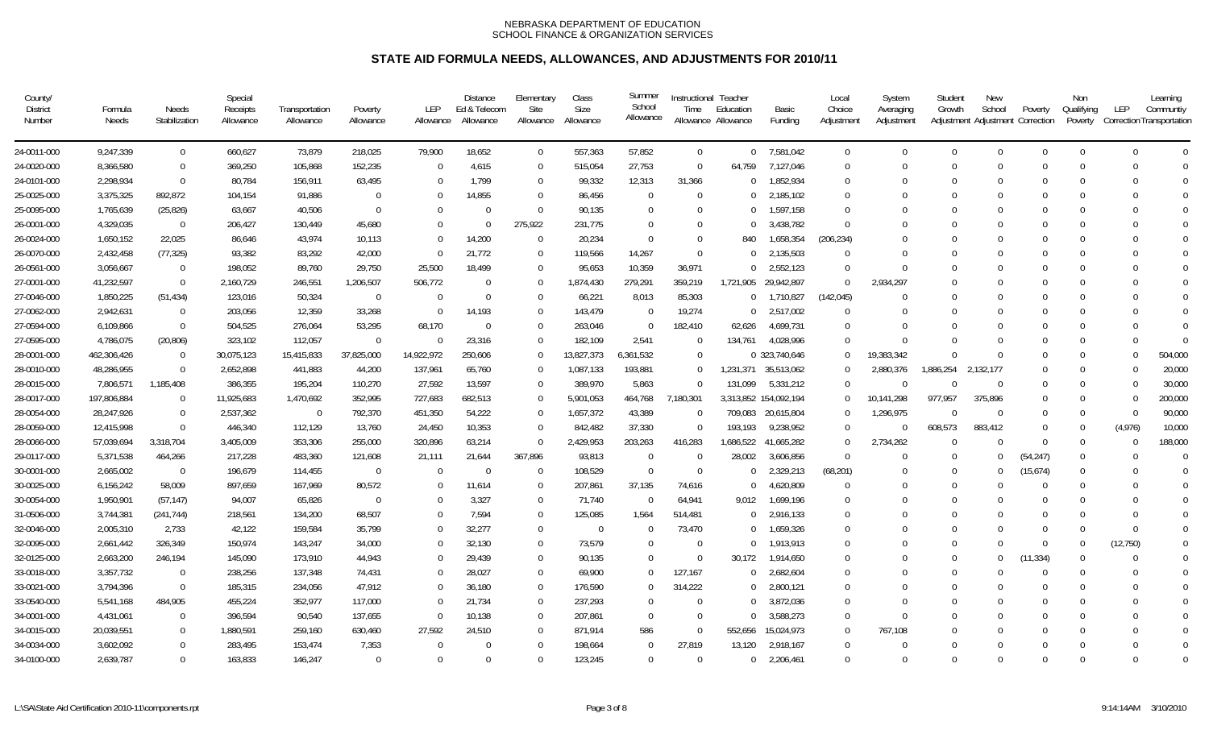NEBRASKA DEPARTMENT OF EDUCATION
SCHOOL FINANCE & ORGANIZATION SERVICES

# STATE AID FORMULA NEEDS, ALLOWANCES, AND ADJUSTMENTS FOR 2010/11

| County/ District Number | Formula Needs | Needs Stabilization | Special Receipts Allowance | Transportation Allowance | Poverty Allowance | LEP Allowance | Distance Ed & Telecom Allowance | Elementary Site Allowance | Class Size Allowance | Summer School Allowance | Instructional Time Allowance | Teacher Education Allowance | Basic Funding | Local Choice Adjustment | System Averaging Adjustment | Student Growth Adjustment | New School Adjustment | Poverty Correction | Non Qualifying Poverty | LEP Correction | Learning Community Transportation |
|---|---|---|---|---|---|---|---|---|---|---|---|---|---|---|---|---|---|---|---|---|---|
| 24-0011-000 | 9,247,339 | 0 | 660,627 | 73,879 | 218,025 | 79,900 | 18,652 | 0 | 557,363 | 57,852 | 0 | 0 | 7,581,042 | 0 | 0 | 0 | 0 | 0 | 0 | 0 | 0 |
| 24-0020-000 | 8,366,580 | 0 | 369,250 | 105,868 | 152,235 | 0 | 4,615 | 0 | 515,054 | 27,753 | 0 | 64,759 | 7,127,046 | 0 | 0 | 0 | 0 | 0 | 0 | 0 | 0 |
| 24-0101-000 | 2,298,934 | 0 | 80,784 | 156,911 | 63,495 | 0 | 1,799 | 0 | 99,332 | 12,313 | 31,366 | 0 | 1,852,934 | 0 | 0 | 0 | 0 | 0 | 0 | 0 | 0 |
| 25-0025-000 | 3,375,325 | 892,872 | 104,154 | 91,886 | 0 | 0 | 14,855 | 0 | 86,456 | 0 | 0 | 0 | 2,185,102 | 0 | 0 | 0 | 0 | 0 | 0 | 0 | 0 |
| 25-0095-000 | 1,765,639 | (25,826) | 63,667 | 40,506 | 0 | 0 | 0 | 0 | 90,135 | 0 | 0 | 0 | 1,597,158 | 0 | 0 | 0 | 0 | 0 | 0 | 0 | 0 |
| 26-0001-000 | 4,329,035 | 0 | 206,427 | 130,449 | 45,680 | 0 | 0 | 275,922 | 231,775 | 0 | 0 | 0 | 3,438,782 | 0 | 0 | 0 | 0 | 0 | 0 | 0 | 0 |
| 26-0024-000 | 1,650,152 | 22,025 | 86,646 | 43,974 | 10,113 | 0 | 14,200 | 0 | 20,234 | 0 | 0 | 840 | 1,658,354 | (206,234) | 0 | 0 | 0 | 0 | 0 | 0 | 0 |
| 26-0070-000 | 2,432,458 | (77,325) | 93,382 | 83,292 | 42,000 | 0 | 21,772 | 0 | 119,566 | 14,267 | 0 | 0 | 2,135,503 | 0 | 0 | 0 | 0 | 0 | 0 | 0 | 0 |
| 26-0561-000 | 3,056,667 | 0 | 198,052 | 89,760 | 29,750 | 25,500 | 18,499 | 0 | 95,653 | 10,359 | 36,971 | 0 | 2,552,123 | 0 | 0 | 0 | 0 | 0 | 0 | 0 | 0 |
| 27-0001-000 | 41,232,597 | 0 | 2,160,729 | 246,551 | 1,206,507 | 506,772 | 0 | 0 | 1,874,430 | 279,291 | 359,219 | 1,721,905 | 29,942,897 | 0 | 2,934,297 | 0 | 0 | 0 | 0 | 0 | 0 |
| 27-0046-000 | 1,850,225 | (51,434) | 123,016 | 50,324 | 0 | 0 | 0 | 0 | 66,221 | 8,013 | 85,303 | 0 | 1,710,827 | (142,045) | 0 | 0 | 0 | 0 | 0 | 0 | 0 |
| 27-0062-000 | 2,942,631 | 0 | 203,056 | 12,359 | 33,268 | 0 | 14,193 | 0 | 143,479 | 0 | 19,274 | 0 | 2,517,002 | 0 | 0 | 0 | 0 | 0 | 0 | 0 | 0 |
| 27-0594-000 | 6,109,866 | 0 | 504,525 | 276,064 | 53,295 | 68,170 | 0 | 0 | 263,046 | 0 | 182,410 | 62,626 | 4,699,731 | 0 | 0 | 0 | 0 | 0 | 0 | 0 | 0 |
| 27-0595-000 | 4,786,075 | (20,806) | 323,102 | 112,057 | 0 | 0 | 23,316 | 0 | 182,109 | 2,541 | 0 | 134,761 | 4,028,996 | 0 | 0 | 0 | 0 | 0 | 0 | 0 | 0 |
| 28-0001-000 | 462,306,426 | 0 | 30,075,123 | 15,415,833 | 37,825,000 | 14,922,972 | 250,606 | 0 | 13,827,373 | 6,361,532 | 0 | 0 | 323,740,646 | 0 | 19,383,342 | 0 | 0 | 0 | 0 | 0 | 504,000 |
| 28-0010-000 | 48,286,955 | 0 | 2,652,898 | 441,883 | 44,200 | 137,961 | 65,760 | 0 | 1,087,133 | 193,881 | 0 | 1,231,371 | 35,513,062 | 0 | 2,880,376 | 1,886,254 | 2,132,177 | 0 | 0 | 0 | 20,000 |
| 28-0015-000 | 7,806,571 | 1,185,408 | 386,355 | 195,204 | 110,270 | 27,592 | 13,597 | 0 | 389,970 | 5,863 | 0 | 131,099 | 5,331,212 | 0 | 0 | 0 | 0 | 0 | 0 | 0 | 30,000 |
| 28-0017-000 | 197,806,884 | 0 | 11,925,683 | 1,470,692 | 352,995 | 727,683 | 682,513 | 0 | 5,901,053 | 464,768 | 7,180,301 | 3,313,852 | 154,092,194 | 0 | 10,141,298 | 977,957 | 375,896 | 0 | 0 | 0 | 200,000 |
| 28-0054-000 | 28,247,926 | 0 | 2,537,362 | 0 | 792,370 | 451,350 | 54,222 | 0 | 1,657,372 | 43,389 | 0 | 709,083 | 20,615,804 | 0 | 1,296,975 | 0 | 0 | 0 | 0 | 0 | 90,000 |
| 28-0059-000 | 12,415,998 | 0 | 446,340 | 112,129 | 13,760 | 24,450 | 10,353 | 0 | 842,482 | 37,330 | 0 | 193,193 | 9,238,952 | 0 | 0 | 608,573 | 883,412 | 0 | 0 | (4,976) | 10,000 |
| 28-0066-000 | 57,039,694 | 3,318,704 | 3,405,009 | 353,306 | 255,000 | 320,896 | 63,214 | 0 | 2,429,953 | 203,263 | 416,283 | 1,686,522 | 41,665,282 | 0 | 2,734,262 | 0 | 0 | 0 | 0 | 0 | 188,000 |
| 29-0117-000 | 5,371,538 | 464,266 | 217,228 | 483,360 | 121,608 | 21,111 | 21,644 | 367,896 | 93,813 | 0 | 0 | 28,002 | 3,606,856 | 0 | 0 | 0 | 0 | (54,247) | 0 | 0 | 0 |
| 30-0001-000 | 2,665,002 | 0 | 196,679 | 114,455 | 0 | 0 | 0 | 0 | 108,529 | 0 | 0 | 0 | 2,329,213 | (68,201) | 0 | 0 | 0 | (15,674) | 0 | 0 | 0 |
| 30-0025-000 | 6,156,242 | 58,009 | 897,659 | 167,969 | 80,572 | 0 | 11,614 | 0 | 207,861 | 37,135 | 74,616 | 0 | 4,620,809 | 0 | 0 | 0 | 0 | 0 | 0 | 0 | 0 |
| 30-0054-000 | 1,950,901 | (57,147) | 94,007 | 65,826 | 0 | 0 | 3,327 | 0 | 71,740 | 0 | 64,941 | 9,012 | 1,699,196 | 0 | 0 | 0 | 0 | 0 | 0 | 0 | 0 |
| 31-0506-000 | 3,744,381 | (241,744) | 218,561 | 134,200 | 68,507 | 0 | 7,594 | 0 | 125,085 | 1,564 | 514,481 | 0 | 2,916,133 | 0 | 0 | 0 | 0 | 0 | 0 | 0 | 0 |
| 32-0046-000 | 2,005,310 | 2,733 | 42,122 | 159,584 | 35,799 | 0 | 32,277 | 0 | 0 | 0 | 73,470 | 0 | 1,659,326 | 0 | 0 | 0 | 0 | 0 | 0 | 0 | 0 |
| 32-0095-000 | 2,661,442 | 326,349 | 150,974 | 143,247 | 34,000 | 0 | 32,130 | 0 | 73,579 | 0 | 0 | 0 | 1,913,913 | 0 | 0 | 0 | 0 | 0 | 0 | (12,750) | 0 |
| 32-0125-000 | 2,663,200 | 246,194 | 145,090 | 173,910 | 44,943 | 0 | 29,439 | 0 | 90,135 | 0 | 0 | 30,172 | 1,914,650 | 0 | 0 | 0 | 0 | (11,334) | 0 | 0 | 0 |
| 33-0018-000 | 3,357,732 | 0 | 238,256 | 137,348 | 74,431 | 0 | 28,027 | 0 | 69,900 | 0 | 127,167 | 0 | 2,682,604 | 0 | 0 | 0 | 0 | 0 | 0 | 0 | 0 |
| 33-0021-000 | 3,794,396 | 0 | 185,315 | 234,056 | 47,912 | 0 | 36,180 | 0 | 176,590 | 0 | 314,222 | 0 | 2,800,121 | 0 | 0 | 0 | 0 | 0 | 0 | 0 | 0 |
| 33-0540-000 | 5,541,168 | 484,905 | 455,224 | 352,977 | 117,000 | 0 | 21,734 | 0 | 237,293 | 0 | 0 | 0 | 3,872,036 | 0 | 0 | 0 | 0 | 0 | 0 | 0 | 0 |
| 34-0001-000 | 4,431,061 | 0 | 396,594 | 90,540 | 137,655 | 0 | 10,138 | 0 | 207,861 | 0 | 0 | 0 | 3,588,273 | 0 | 0 | 0 | 0 | 0 | 0 | 0 | 0 |
| 34-0015-000 | 20,039,551 | 0 | 1,880,591 | 259,160 | 630,460 | 27,592 | 24,510 | 0 | 871,914 | 586 | 0 | 552,656 | 15,024,973 | 0 | 767,108 | 0 | 0 | 0 | 0 | 0 | 0 |
| 34-0034-000 | 3,602,092 | 0 | 283,495 | 153,474 | 7,353 | 0 | 0 | 0 | 198,664 | 0 | 27,819 | 13,120 | 2,918,167 | 0 | 0 | 0 | 0 | 0 | 0 | 0 | 0 |
| 34-0100-000 | 2,639,787 | 0 | 163,833 | 146,247 | 0 | 0 | 0 | 0 | 123,245 | 0 | 0 | 0 | 2,206,461 | 0 | 0 | 0 | 0 | 0 | 0 | 0 | 0 |

L:\SA\State Aid Certification 2010-11\components.rpt 9:14:14AM 3/10/2010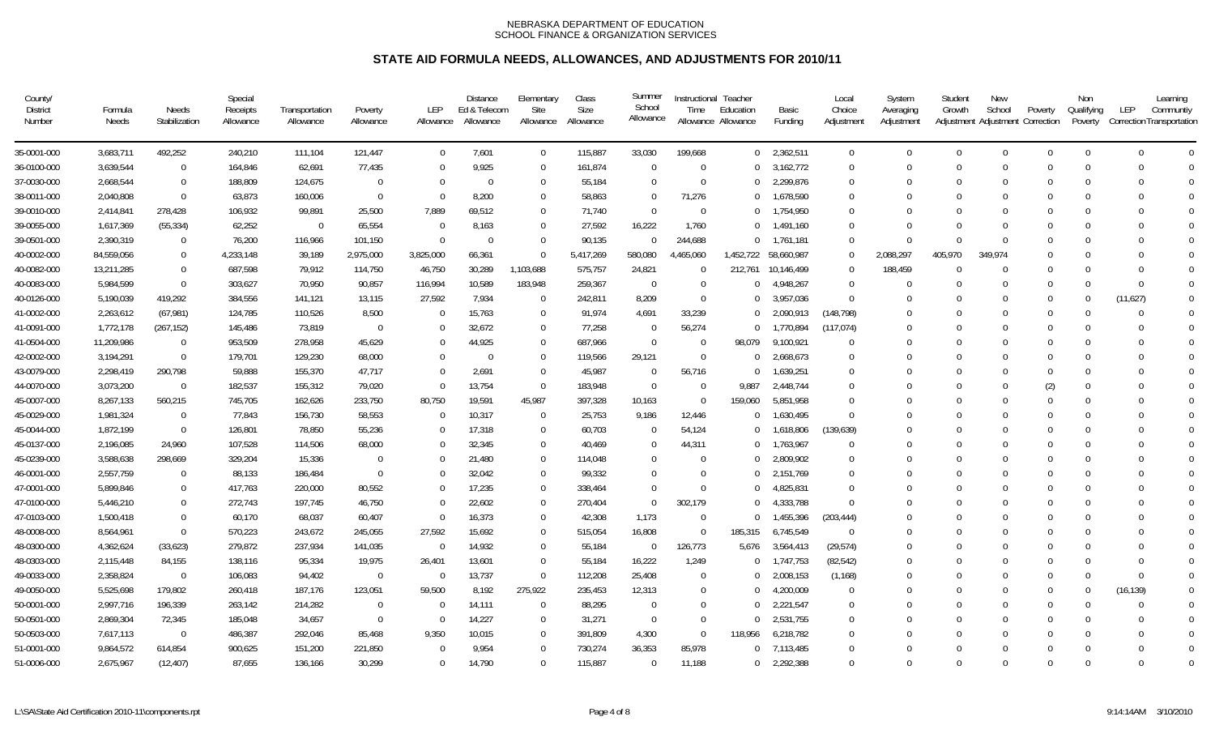NEBRASKA DEPARTMENT OF EDUCATION
SCHOOL FINANCE & ORGANIZATION SERVICES

# STATE AID FORMULA NEEDS, ALLOWANCES, AND ADJUSTMENTS FOR 2010/11

| County/ District Number | Formula Needs | Needs Stabilization | Special Receipts Allowance | Transportation Allowance | Poverty Allowance | LEP Allowance | Distance Ed & Telecom Allowance | Elementary Site Allowance | Class Size Allowance | Summer School Allowance | Instructional Time Allowance | Teacher Education Allowance | Basic Funding | Local Choice Adjustment | System Averaging Adjustment | Student Growth Adjustment | New School Adjustment | Poverty Correction | Non Qualifying Poverty | LEP Correction | Learning Community Transportation |
|---|---|---|---|---|---|---|---|---|---|---|---|---|---|---|---|---|---|---|---|---|---|
| 35-0001-000 | 3,683,711 | 492,252 | 240,210 | 111,104 | 121,447 | 0 | 7,601 | 0 | 115,887 | 33,030 | 199,668 | 0 | 2,362,511 | 0 | 0 | 0 | 0 | 0 | 0 | 0 | 0 |
| 36-0100-000 | 3,639,544 | 0 | 164,846 | 62,691 | 77,435 | 0 | 9,925 | 0 | 161,874 | 0 | 0 | 0 | 3,162,772 | 0 | 0 | 0 | 0 | 0 | 0 | 0 | 0 |
| 37-0030-000 | 2,668,544 | 0 | 188,809 | 124,675 | 0 | 0 | 0 | 0 | 55,184 | 0 | 0 | 0 | 2,299,876 | 0 | 0 | 0 | 0 | 0 | 0 | 0 | 0 |
| 38-0011-000 | 2,040,808 | 0 | 63,873 | 160,006 | 0 | 0 | 8,200 | 0 | 58,863 | 0 | 71,276 | 0 | 1,678,590 | 0 | 0 | 0 | 0 | 0 | 0 | 0 | 0 |
| 39-0010-000 | 2,414,841 | 278,428 | 106,932 | 99,891 | 25,500 | 7,889 | 69,512 | 0 | 71,740 | 0 | 0 | 0 | 1,754,950 | 0 | 0 | 0 | 0 | 0 | 0 | 0 | 0 |
| 39-0055-000 | 1,617,369 | (55,334) | 62,252 | 0 | 65,554 | 0 | 8,163 | 0 | 27,592 | 16,222 | 1,760 | 0 | 1,491,160 | 0 | 0 | 0 | 0 | 0 | 0 | 0 | 0 |
| 39-0501-000 | 2,390,319 | 0 | 76,200 | 116,966 | 101,150 | 0 | 0 | 0 | 90,135 | 0 | 244,688 | 0 | 1,761,181 | 0 | 0 | 0 | 0 | 0 | 0 | 0 | 0 |
| 40-0002-000 | 84,559,056 | 0 | 4,233,148 | 39,189 | 2,975,000 | 3,825,000 | 66,361 | 0 | 5,417,269 | 580,080 | 4,465,060 | 1,452,722 | 58,660,987 | 0 | 2,088,297 | 405,970 | 349,974 | 0 | 0 | 0 | 0 |
| 40-0082-000 | 13,211,285 | 0 | 687,598 | 79,912 | 114,750 | 46,750 | 30,289 | 1,103,688 | 575,757 | 24,821 | 0 | 212,761 | 10,146,499 | 0 | 188,459 | 0 | 0 | 0 | 0 | 0 | 0 |
| 40-0083-000 | 5,984,599 | 0 | 303,627 | 70,950 | 90,857 | 116,994 | 10,589 | 183,948 | 259,367 | 0 | 0 | 0 | 4,948,267 | 0 | 0 | 0 | 0 | 0 | 0 | 0 | 0 |
| 40-0126-000 | 5,190,039 | 419,292 | 384,556 | 141,121 | 13,115 | 27,592 | 7,934 | 0 | 242,811 | 8,209 | 0 | 0 | 3,957,036 | 0 | 0 | 0 | 0 | 0 | 0 | (11,627) | 0 |
| 41-0002-000 | 2,263,612 | (67,981) | 124,785 | 110,526 | 8,500 | 0 | 15,763 | 0 | 91,974 | 4,691 | 33,239 | 0 | 2,090,913 | (148,798) | 0 | 0 | 0 | 0 | 0 | 0 | 0 |
| 41-0091-000 | 1,772,178 | (267,152) | 145,486 | 73,819 | 0 | 0 | 32,672 | 0 | 77,258 | 0 | 56,274 | 0 | 1,770,894 | (117,074) | 0 | 0 | 0 | 0 | 0 | 0 | 0 |
| 41-0504-000 | 11,209,986 | 0 | 953,509 | 278,958 | 45,629 | 0 | 44,925 | 0 | 687,966 | 0 | 0 | 98,079 | 9,100,921 | 0 | 0 | 0 | 0 | 0 | 0 | 0 | 0 |
| 42-0002-000 | 3,194,291 | 0 | 179,701 | 129,230 | 68,000 | 0 | 0 | 0 | 119,566 | 29,121 | 0 | 0 | 2,668,673 | 0 | 0 | 0 | 0 | 0 | 0 | 0 | 0 |
| 43-0079-000 | 2,298,419 | 290,798 | 59,888 | 155,370 | 47,717 | 0 | 2,691 | 0 | 45,987 | 0 | 56,716 | 0 | 1,639,251 | 0 | 0 | 0 | 0 | 0 | 0 | 0 | 0 |
| 44-0070-000 | 3,073,200 | 0 | 182,537 | 155,312 | 79,020 | 0 | 13,754 | 0 | 183,948 | 0 | 0 | 9,887 | 2,448,744 | 0 | 0 | 0 | 0 | (2) | 0 | 0 | 0 |
| 45-0007-000 | 8,267,133 | 560,215 | 745,705 | 162,626 | 233,750 | 80,750 | 19,591 | 45,987 | 397,328 | 10,163 | 0 | 159,060 | 5,851,958 | 0 | 0 | 0 | 0 | 0 | 0 | 0 | 0 |
| 45-0029-000 | 1,981,324 | 0 | 77,843 | 156,730 | 58,553 | 0 | 10,317 | 0 | 25,753 | 9,186 | 12,446 | 0 | 1,630,495 | 0 | 0 | 0 | 0 | 0 | 0 | 0 | 0 |
| 45-0044-000 | 1,872,199 | 0 | 126,801 | 78,850 | 55,236 | 0 | 17,318 | 0 | 60,703 | 0 | 54,124 | 0 | 1,618,806 | (139,639) | 0 | 0 | 0 | 0 | 0 | 0 | 0 |
| 45-0137-000 | 2,196,085 | 24,960 | 107,528 | 114,506 | 68,000 | 0 | 32,345 | 0 | 40,469 | 0 | 44,311 | 0 | 1,763,967 | 0 | 0 | 0 | 0 | 0 | 0 | 0 | 0 |
| 45-0239-000 | 3,588,638 | 298,669 | 329,204 | 15,336 | 0 | 0 | 21,480 | 0 | 114,048 | 0 | 0 | 0 | 2,809,902 | 0 | 0 | 0 | 0 | 0 | 0 | 0 | 0 |
| 46-0001-000 | 2,557,759 | 0 | 88,133 | 186,484 | 0 | 0 | 32,042 | 0 | 99,332 | 0 | 0 | 0 | 2,151,769 | 0 | 0 | 0 | 0 | 0 | 0 | 0 | 0 |
| 47-0001-000 | 5,899,846 | 0 | 417,763 | 220,000 | 80,552 | 0 | 17,235 | 0 | 338,464 | 0 | 0 | 0 | 4,825,831 | 0 | 0 | 0 | 0 | 0 | 0 | 0 | 0 |
| 47-0100-000 | 5,446,210 | 0 | 272,743 | 197,745 | 46,750 | 0 | 22,602 | 0 | 270,404 | 0 | 302,179 | 0 | 4,333,788 | 0 | 0 | 0 | 0 | 0 | 0 | 0 | 0 |
| 47-0103-000 | 1,500,418 | 0 | 60,170 | 68,037 | 60,407 | 0 | 16,373 | 0 | 42,308 | 1,173 | 0 | 0 | 1,455,396 | (203,444) | 0 | 0 | 0 | 0 | 0 | 0 | 0 |
| 48-0008-000 | 8,564,961 | 0 | 570,223 | 243,672 | 245,055 | 27,592 | 15,692 | 0 | 515,054 | 16,808 | 0 | 185,315 | 6,745,549 | 0 | 0 | 0 | 0 | 0 | 0 | 0 | 0 |
| 48-0300-000 | 4,362,624 | (33,623) | 279,872 | 237,934 | 141,035 | 0 | 14,932 | 0 | 55,184 | 0 | 126,773 | 5,676 | 3,564,413 | (29,574) | 0 | 0 | 0 | 0 | 0 | 0 | 0 |
| 48-0303-000 | 2,115,448 | 84,155 | 138,116 | 95,334 | 19,975 | 26,401 | 13,601 | 0 | 55,184 | 16,222 | 1,249 | 0 | 1,747,753 | (82,542) | 0 | 0 | 0 | 0 | 0 | 0 | 0 |
| 49-0033-000 | 2,358,824 | 0 | 106,083 | 94,402 | 0 | 0 | 13,737 | 0 | 112,208 | 25,408 | 0 | 0 | 2,008,153 | (1,168) | 0 | 0 | 0 | 0 | 0 | 0 | 0 |
| 49-0050-000 | 5,525,698 | 179,802 | 260,418 | 187,176 | 123,051 | 59,500 | 8,192 | 275,922 | 235,453 | 12,313 | 0 | 0 | 4,200,009 | 0 | 0 | 0 | 0 | 0 | 0 | (16,139) | 0 |
| 50-0001-000 | 2,997,716 | 196,339 | 263,142 | 214,282 | 0 | 0 | 14,111 | 0 | 88,295 | 0 | 0 | 0 | 2,221,547 | 0 | 0 | 0 | 0 | 0 | 0 | 0 | 0 |
| 50-0501-000 | 2,869,304 | 72,345 | 185,048 | 34,657 | 0 | 0 | 14,227 | 0 | 31,271 | 0 | 0 | 0 | 2,531,755 | 0 | 0 | 0 | 0 | 0 | 0 | 0 | 0 |
| 50-0503-000 | 7,617,113 | 0 | 486,387 | 292,046 | 85,468 | 9,350 | 10,015 | 0 | 391,809 | 4,300 | 0 | 118,956 | 6,218,782 | 0 | 0 | 0 | 0 | 0 | 0 | 0 | 0 |
| 51-0001-000 | 9,864,572 | 614,854 | 900,625 | 151,200 | 221,850 | 0 | 9,954 | 0 | 730,274 | 36,353 | 85,978 | 0 | 7,113,485 | 0 | 0 | 0 | 0 | 0 | 0 | 0 | 0 |
| 51-0006-000 | 2,675,967 | (12,407) | 87,655 | 136,166 | 30,299 | 0 | 14,790 | 0 | 115,887 | 0 | 11,188 | 0 | 2,292,388 | 0 | 0 | 0 | 0 | 0 | 0 | 0 | 0 |

L:\SA\State Aid Certification 2010-11\components.rpt 9:14:14AM 3/10/2010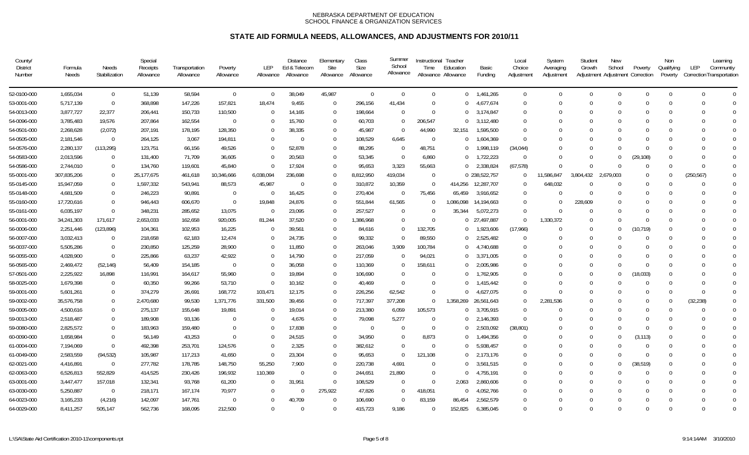NEBRASKA DEPARTMENT OF EDUCATION
SCHOOL FINANCE & ORGANIZATION SERVICES

# STATE AID FORMULA NEEDS, ALLOWANCES, AND ADJUSTMENTS FOR 2010/11

| County/ District Number | Formula Needs | Needs Stabilization | Special Receipts Allowance | Transportation Allowance | Poverty Allowance | LEP Allowance | Distance Ed & Telecom Allowance | Elementary Site Allowance | Class Size Allowance | Summer School Allowance | Instructional Time Allowance | Teacher Education Allowance | Basic Funding | Local Choice Adjustment | System Averaging Adjustment | Student Growth Adjustment | New School Adjustment | Poverty Correction | Non Qualifying Poverty | LEP Correction | Learning Communtiy Transportation |
|---|---|---|---|---|---|---|---|---|---|---|---|---|---|---|---|---|---|---|---|---|---|
| 52-0100-000 | 1,655,034 | 0 | 51,139 | 58,594 | 0 | 0 | 38,049 | 45,987 | 0 | 0 | 0 | 0 | 1,461,265 | 0 | 0 | 0 | 0 | 0 | 0 | 0 | 0 |
| 53-0001-000 | 5,717,139 | 0 | 368,898 | 147,226 | 157,821 | 18,474 | 9,455 | 0 | 296,156 | 41,434 | 0 | 0 | 4,677,674 | 0 | 0 | 0 | 0 | 0 | 0 | 0 | 0 |
| 54-0013-000 | 3,877,727 | 22,377 | 206,441 | 150,733 | 110,500 | 0 | 14,165 | 0 | 198,664 | 0 | 0 | 0 | 3,174,847 | 0 | 0 | 0 | 0 | 0 | 0 | 0 | 0 |
| 54-0096-000 | 3,785,483 | 19,576 | 207,864 | 162,554 | 0 | 0 | 15,760 | 0 | 60,703 | 0 | 206,547 | 0 | 3,112,480 | 0 | 0 | 0 | 0 | 0 | 0 | 0 | 0 |
| 54-0501-000 | 2,268,628 | (2,072) | 207,191 | 178,195 | 128,350 | 0 | 38,335 | 0 | 45,987 | 0 | 44,990 | 32,151 | 1,595,500 | 0 | 0 | 0 | 0 | 0 | 0 | 0 | 0 |
| 54-0505-000 | 2,181,546 | 0 | 264,125 | 3,067 | 194,811 | 0 | 0 | 0 | 108,529 | 6,645 | 0 | 0 | 1,604,369 | 0 | 0 | 0 | 0 | 0 | 0 | 0 | 0 |
| 54-0576-000 | 2,280,137 | (113,295) | 123,751 | 66,156 | 49,526 | 0 | 52,878 | 0 | 88,295 | 0 | 48,751 | 0 | 1,998,119 | (34,044) | 0 | 0 | 0 | 0 | 0 | 0 | 0 |
| 54-0583-000 | 2,013,596 | 0 | 131,400 | 71,709 | 36,605 | 0 | 20,563 | 0 | 53,345 | 0 | 6,860 | 0 | 1,722,223 | 0 | 0 | 0 | 0 | (29,108) | 0 | 0 | 0 |
| 54-0586-000 | 2,744,010 | 0 | 134,760 | 119,601 | 45,840 | 0 | 17,924 | 0 | 95,653 | 3,323 | 55,663 | 0 | 2,338,824 | (67,578) | 0 | 0 | 0 | 0 | 0 | 0 | 0 |
| 55-0001-000 | 307,835,206 | 0 | 25,177,675 | 461,618 | 10,346,666 | 6,038,094 | 236,698 | 0 | 8,812,950 | 419,034 | 0 | 0 | 238,522,757 | 0 | 11,586,847 | 3,804,432 | 2,679,003 | 0 | 0 | (250,567) | 0 |
| 55-0145-000 | 15,947,059 | 0 | 1,597,332 | 543,941 | 88,573 | 45,987 | 0 | 0 | 310,872 | 10,359 | 0 | 414,256 | 12,287,707 | 0 | 648,032 | 0 | 0 | 0 | 0 | 0 | 0 |
| 55-0148-000 | 4,681,509 | 0 | 246,223 | 90,891 | 0 | 0 | 16,425 | 0 | 270,404 | 0 | 75,456 | 65,459 | 3,916,652 | 0 | 0 | 0 | 0 | 0 | 0 | 0 | 0 |
| 55-0160-000 | 17,720,616 | 0 | 946,443 | 606,670 | 0 | 19,848 | 24,876 | 0 | 551,844 | 61,565 | 0 | 1,086,098 | 14,194,663 | 0 | 0 | 228,609 | 0 | 0 | 0 | 0 | 0 |
| 55-0161-000 | 6,035,197 | 0 | 348,231 | 285,652 | 13,075 | 0 | 23,095 | 0 | 257,527 | 0 | 0 | 35,344 | 5,072,273 | 0 | 0 | 0 | 0 | 0 | 0 | 0 | 0 |
| 56-0001-000 | 34,241,303 | 171,617 | 2,653,033 | 162,658 | 920,005 | 81,244 | 37,520 | 0 | 1,386,968 | 0 | 0 | 0 | 27,497,887 | 0 | 1,330,372 | 0 | 0 | 0 | 0 | 0 | 0 |
| 56-0006-000 | 2,251,446 | (123,896) | 104,361 | 102,953 | 16,225 | 0 | 39,561 | 0 | 84,616 | 0 | 132,705 | 0 | 1,923,606 | (17,966) | 0 | 0 | 0 | (10,719) | 0 | 0 | 0 |
| 56-0007-000 | 3,032,413 | 0 | 218,658 | 62,183 | 12,474 | 0 | 24,735 | 0 | 99,332 | 0 | 89,550 | 0 | 2,525,482 | 0 | 0 | 0 | 0 | 0 | 0 | 0 | 0 |
| 56-0037-000 | 5,505,286 | 0 | 230,850 | 125,259 | 28,900 | 0 | 11,850 | 0 | 263,046 | 3,909 | 100,784 | 0 | 4,740,688 | 0 | 0 | 0 | 0 | 0 | 0 | 0 | 0 |
| 56-0055-000 | 4,028,900 | 0 | 225,866 | 63,237 | 42,922 | 0 | 14,790 | 0 | 217,059 | 0 | 94,021 | 0 | 3,371,005 | 0 | 0 | 0 | 0 | 0 | 0 | 0 | 0 |
| 56-0565-000 | 2,469,472 | (52,146) | 56,409 | 154,185 | 0 | 0 | 36,058 | 0 | 110,369 | 0 | 158,611 | 0 | 2,005,986 | 0 | 0 | 0 | 0 | 0 | 0 | 0 | 0 |
| 57-0501-000 | 2,225,922 | 16,898 | 116,991 | 164,617 | 55,960 | 0 | 19,894 | 0 | 106,690 | 0 | 0 | 0 | 1,762,905 | 0 | 0 | 0 | 0 | (18,033) | 0 | 0 | 0 |
| 58-0025-000 | 1,679,398 | 0 | 60,350 | 99,266 | 53,710 | 0 | 10,162 | 0 | 40,469 | 0 | 0 | 0 | 1,415,442 | 0 | 0 | 0 | 0 | 0 | 0 | 0 | 0 |
| 59-0001-000 | 5,601,261 | 0 | 374,279 | 26,691 | 168,772 | 103,471 | 12,175 | 0 | 226,256 | 62,542 | 0 | 0 | 4,627,075 | 0 | 0 | 0 | 0 | 0 | 0 | 0 | 0 |
| 59-0002-000 | 35,576,758 | 0 | 2,470,680 | 99,530 | 1,371,776 | 331,500 | 39,456 | 0 | 717,397 | 377,208 | 0 | 1,358,269 | 26,561,643 | 0 | 2,281,536 | 0 | 0 | 0 | 0 | (32,238) | 0 |
| 59-0005-000 | 4,500,616 | 0 | 275,137 | 155,648 | 19,891 | 0 | 19,014 | 0 | 213,380 | 6,059 | 105,573 | 0 | 3,705,915 | 0 | 0 | 0 | 0 | 0 | 0 | 0 | 0 |
| 59-0013-000 | 2,518,487 | 0 | 189,908 | 93,136 | 0 | 0 | 4,676 | 0 | 79,098 | 5,277 | 0 | 0 | 2,146,393 | 0 | 0 | 0 | 0 | 0 | 0 | 0 | 0 |
| 59-0080-000 | 2,825,572 | 0 | 183,963 | 159,480 | 0 | 0 | 17,838 | 0 | 0 | 0 | 0 | 0 | 2,503,092 | (38,801) | 0 | 0 | 0 | 0 | 0 | 0 | 0 |
| 60-0090-000 | 1,658,984 | 0 | 56,149 | 43,253 | 0 | 0 | 24,515 | 0 | 34,950 | 0 | 8,873 | 0 | 1,494,356 | 0 | 0 | 0 | 0 | (3,113) | 0 | 0 | 0 |
| 61-0004-000 | 7,194,069 | 0 | 492,398 | 253,701 | 124,576 | 0 | 2,325 | 0 | 382,612 | 0 | 0 | 0 | 5,938,457 | 0 | 0 | 0 | 0 | 0 | 0 | 0 | 0 |
| 61-0049-000 | 2,583,559 | (94,532) | 105,987 | 117,213 | 41,650 | 0 | 23,304 | 0 | 95,653 | 0 | 121,108 | 0 | 2,173,176 | 0 | 0 | 0 | 0 | 0 | 0 | 0 | 0 |
| 62-0021-000 | 4,416,891 | 0 | 277,782 | 178,785 | 148,750 | 55,250 | 7,900 | 0 | 220,738 | 4,691 | 0 | 0 | 3,561,515 | 0 | 0 | 0 | 0 | (38,519) | 0 | 0 | 0 |
| 62-0063-000 | 6,526,813 | 552,829 | 414,525 | 230,426 | 196,932 | 110,369 | 0 | 0 | 244,651 | 21,890 | 0 | 0 | 4,755,191 | 0 | 0 | 0 | 0 | 0 | 0 | 0 | 0 |
| 63-0001-000 | 3,447,477 | 157,018 | 132,341 | 93,768 | 61,200 | 0 | 31,951 | 0 | 108,529 | 0 | 0 | 2,063 | 2,860,606 | 0 | 0 | 0 | 0 | 0 | 0 | 0 | 0 |
| 63-0030-000 | 5,250,887 | 0 | 218,171 | 167,174 | 70,977 | 0 | 0 | 275,922 | 47,826 | 0 | 418,051 | 0 | 4,052,766 | 0 | 0 | 0 | 0 | 0 | 0 | 0 | 0 |
| 64-0023-000 | 3,165,233 | (4,216) | 142,097 | 147,761 | 0 | 0 | 40,709 | 0 | 106,690 | 0 | 83,159 | 86,454 | 2,562,579 | 0 | 0 | 0 | 0 | 0 | 0 | 0 | 0 |
| 64-0029-000 | 8,411,257 | 505,147 | 562,736 | 168,095 | 212,500 | 0 | 0 | 0 | 415,723 | 9,186 | 0 | 152,825 | 6,385,045 | 0 | 0 | 0 | 0 | 0 | 0 | 0 | 0 |

L:\SA\State Aid Certification 2010-11\components.rpt 9:14:14AM 3/10/2010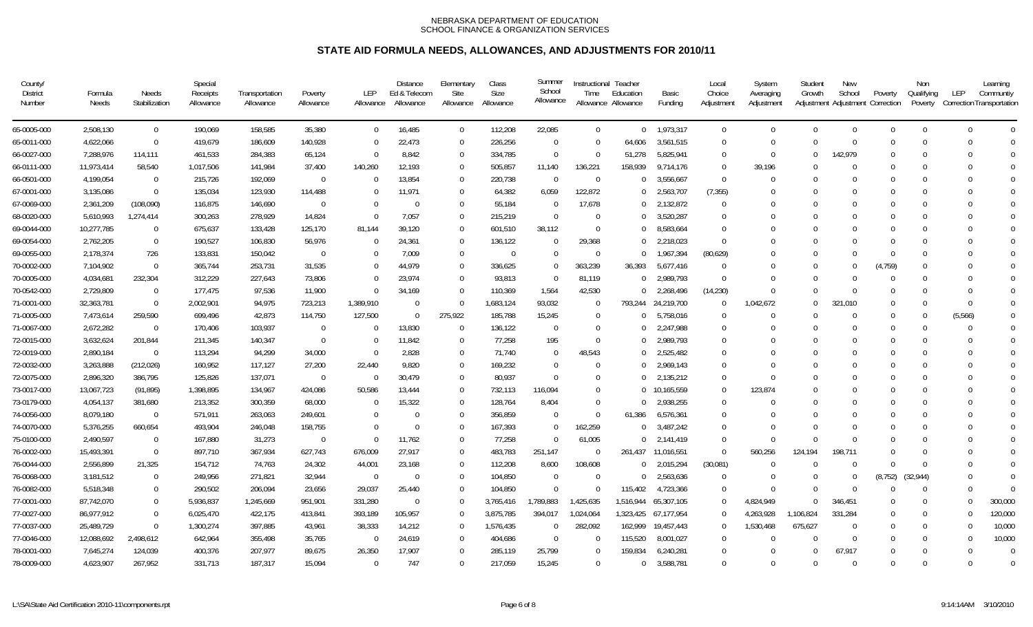NEBRASKA DEPARTMENT OF EDUCATION
SCHOOL FINANCE & ORGANIZATION SERVICES

# STATE AID FORMULA NEEDS, ALLOWANCES, AND ADJUSTMENTS FOR 2010/11

| County/ District Number | Formula Needs | Needs Stabilization | Special Receipts Allowance | Transportation Allowance | Poverty Allowance | LEP Allowance | Distance Ed & Telecom Allowance | Elementary Site Allowance | Class Size Allowance | Summer School Allowance | Instructional Time Allowance | Teacher Education Allowance | Basic Funding | Local Choice Adjustment | System Averaging Adjustment | Student Growth Adjustment | New School Adjustment | Poverty Correction | Non Qualifying Poverty | LEP Correction | Learning Community Transportation |
|---|---|---|---|---|---|---|---|---|---|---|---|---|---|---|---|---|---|---|---|---|---|
| 65-0005-000 | 2,508,130 | 0 | 190,069 | 158,585 | 35,380 | 0 | 16,485 | 0 | 112,208 | 22,085 | 0 | 0 | 1,973,317 | 0 | 0 | 0 | 0 | 0 | 0 | 0 | 0 |
| 65-0011-000 | 4,622,066 | 0 | 419,679 | 186,609 | 140,928 | 0 | 22,473 | 0 | 226,256 | 0 | 0 | 64,606 | 3,561,515 | 0 | 0 | 0 | 0 | 0 | 0 | 0 | 0 |
| 66-0027-000 | 7,288,976 | 114,111 | 461,533 | 284,383 | 65,124 | 0 | 8,842 | 0 | 334,785 | 0 | 0 | 51,278 | 5,825,941 | 0 | 0 | 0 | 142,979 | 0 | 0 | 0 | 0 |
| 66-0111-000 | 11,973,414 | 58,540 | 1,017,506 | 141,984 | 37,400 | 140,260 | 12,193 | 0 | 505,857 | 11,140 | 136,221 | 158,939 | 9,714,176 | 0 | 39,196 | 0 | 0 | 0 | 0 | 0 | 0 |
| 66-0501-000 | 4,199,054 | 0 | 215,726 | 192,069 | 0 | 0 | 13,854 | 0 | 220,738 | 0 | 0 | 0 | 3,556,667 | 0 | 0 | 0 | 0 | 0 | 0 | 0 | 0 |
| 67-0001-000 | 3,135,086 | 0 | 135,034 | 123,930 | 114,488 | 0 | 11,971 | 0 | 64,382 | 6,059 | 122,872 | 0 | 2,563,707 | (7,355) | 0 | 0 | 0 | 0 | 0 | 0 | 0 |
| 67-0069-000 | 2,361,209 | (108,090) | 116,875 | 146,690 | 0 | 0 | 0 | 0 | 55,184 | 0 | 17,678 | 0 | 2,132,872 | 0 | 0 | 0 | 0 | 0 | 0 | 0 | 0 |
| 68-0020-000 | 5,610,993 | 1,274,414 | 300,263 | 278,929 | 14,824 | 0 | 7,057 | 0 | 215,219 | 0 | 0 | 0 | 3,520,287 | 0 | 0 | 0 | 0 | 0 | 0 | 0 | 0 |
| 69-0044-000 | 10,277,785 | 0 | 675,637 | 133,428 | 125,170 | 81,144 | 39,120 | 0 | 601,510 | 38,112 | 0 | 0 | 8,583,664 | 0 | 0 | 0 | 0 | 0 | 0 | 0 | 0 |
| 69-0054-000 | 2,762,205 | 0 | 190,527 | 106,830 | 56,976 | 0 | 24,361 | 0 | 136,122 | 0 | 29,368 | 0 | 2,218,023 | 0 | 0 | 0 | 0 | 0 | 0 | 0 | 0 |
| 69-0055-000 | 2,178,374 | 726 | 133,831 | 150,042 | 0 | 0 | 7,009 | 0 | 0 | 0 | 0 | 0 | 1,967,394 | (80,629) | 0 | 0 | 0 | 0 | 0 | 0 | 0 |
| 70-0002-000 | 7,104,902 | 0 | 365,744 | 253,731 | 31,535 | 0 | 44,979 | 0 | 336,625 | 0 | 363,239 | 36,393 | 5,677,416 | 0 | 0 | 0 | 0 | (4,759) | 0 | 0 | 0 |
| 70-0005-000 | 4,034,681 | 232,304 | 312,229 | 227,643 | 73,806 | 0 | 23,974 | 0 | 93,813 | 0 | 81,119 | 0 | 2,989,793 | 0 | 0 | 0 | 0 | 0 | 0 | 0 | 0 |
| 70-0542-000 | 2,729,809 | 0 | 177,475 | 97,536 | 11,900 | 0 | 34,169 | 0 | 110,369 | 1,564 | 42,530 | 0 | 2,268,496 | (14,230) | 0 | 0 | 0 | 0 | 0 | 0 | 0 |
| 71-0001-000 | 32,363,781 | 0 | 2,002,901 | 94,975 | 723,213 | 1,389,910 | 0 | 0 | 1,683,124 | 93,032 | 0 | 793,244 | 24,219,700 | 0 | 1,042,672 | 0 | 321,010 | 0 | 0 | 0 | 0 |
| 71-0005-000 | 7,473,614 | 259,590 | 699,496 | 42,873 | 114,750 | 127,500 | 0 | 275,922 | 185,788 | 15,245 | 0 | 0 | 5,758,016 | 0 | 0 | 0 | 0 | 0 | 0 | (5,566) | 0 |
| 71-0067-000 | 2,672,282 | 0 | 170,406 | 103,937 | 0 | 0 | 13,830 | 0 | 136,122 | 0 | 0 | 0 | 2,247,988 | 0 | 0 | 0 | 0 | 0 | 0 | 0 | 0 |
| 72-0015-000 | 3,632,624 | 201,844 | 211,345 | 140,347 | 0 | 0 | 11,842 | 0 | 77,258 | 195 | 0 | 0 | 2,989,793 | 0 | 0 | 0 | 0 | 0 | 0 | 0 | 0 |
| 72-0019-000 | 2,890,184 | 0 | 113,294 | 94,299 | 34,000 | 0 | 2,828 | 0 | 71,740 | 0 | 48,543 | 0 | 2,525,482 | 0 | 0 | 0 | 0 | 0 | 0 | 0 | 0 |
| 72-0032-000 | 3,263,888 | (212,026) | 160,952 | 117,127 | 27,200 | 22,440 | 9,820 | 0 | 169,232 | 0 | 0 | 0 | 2,969,143 | 0 | 0 | 0 | 0 | 0 | 0 | 0 | 0 |
| 72-0075-000 | 2,896,320 | 386,795 | 125,826 | 137,071 | 0 | 0 | 30,479 | 0 | 80,937 | 0 | 0 | 0 | 2,135,212 | 0 | 0 | 0 | 0 | 0 | 0 | 0 | 0 |
| 73-0017-000 | 13,067,723 | (91,895) | 1,398,895 | 134,967 | 424,086 | 50,586 | 13,444 | 0 | 732,113 | 116,094 | 0 | 0 | 10,165,559 | 0 | 123,874 | 0 | 0 | 0 | 0 | 0 | 0 |
| 73-0179-000 | 4,054,137 | 381,680 | 213,352 | 300,359 | 68,000 | 0 | 15,322 | 0 | 128,764 | 8,404 | 0 | 0 | 2,938,255 | 0 | 0 | 0 | 0 | 0 | 0 | 0 | 0 |
| 74-0056-000 | 8,079,180 | 0 | 571,911 | 263,063 | 249,601 | 0 | 0 | 0 | 356,859 | 0 | 0 | 61,386 | 6,576,361 | 0 | 0 | 0 | 0 | 0 | 0 | 0 | 0 |
| 74-0070-000 | 5,376,255 | 660,654 | 493,904 | 246,048 | 158,755 | 0 | 0 | 0 | 167,393 | 0 | 162,259 | 0 | 3,487,242 | 0 | 0 | 0 | 0 | 0 | 0 | 0 | 0 |
| 75-0100-000 | 2,490,597 | 0 | 167,880 | 31,273 | 0 | 0 | 11,762 | 0 | 77,258 | 0 | 61,005 | 0 | 2,141,419 | 0 | 0 | 0 | 0 | 0 | 0 | 0 | 0 |
| 76-0002-000 | 15,493,391 | 0 | 897,710 | 367,934 | 627,743 | 676,009 | 27,917 | 0 | 483,783 | 251,147 | 0 | 261,437 | 11,016,551 | 0 | 560,256 | 124,194 | 198,711 | 0 | 0 | 0 | 0 |
| 76-0044-000 | 2,556,899 | 21,325 | 154,712 | 74,763 | 24,302 | 44,001 | 23,168 | 0 | 112,208 | 8,600 | 108,608 | 0 | 2,015,294 | (30,081) | 0 | 0 | 0 | 0 | 0 | 0 | 0 |
| 76-0068-000 | 3,181,512 | 0 | 249,956 | 271,821 | 32,944 | 0 | 0 | 0 | 104,850 | 0 | 0 | 0 | 2,563,636 | 0 | 0 | 0 | 0 | (8,752) | (32,944) | 0 | 0 |
| 76-0082-000 | 5,518,348 | 0 | 290,502 | 206,094 | 23,656 | 29,037 | 25,440 | 0 | 104,850 | 0 | 0 | 115,402 | 4,723,366 | 0 | 0 | 0 | 0 | 0 | 0 | 0 | 0 |
| 77-0001-000 | 87,742,070 | 0 | 5,936,837 | 1,245,669 | 951,901 | 331,280 | 0 | 0 | 3,765,416 | 1,789,883 | 1,425,635 | 1,516,944 | 65,307,105 | 0 | 4,824,949 | 0 | 346,451 | 0 | 0 | 0 | 300,000 |
| 77-0027-000 | 86,977,912 | 0 | 6,025,470 | 422,175 | 413,841 | 393,189 | 105,957 | 0 | 3,875,785 | 394,017 | 1,024,064 | 1,323,425 | 67,177,954 | 0 | 4,263,928 | 1,106,824 | 331,284 | 0 | 0 | 0 | 120,000 |
| 77-0037-000 | 25,489,729 | 0 | 1,300,274 | 397,885 | 43,961 | 38,333 | 14,212 | 0 | 1,576,435 | 0 | 282,092 | 162,999 | 19,457,443 | 0 | 1,530,468 | 675,627 | 0 | 0 | 0 | 0 | 10,000 |
| 77-0046-000 | 12,088,692 | 2,498,612 | 642,964 | 355,498 | 35,765 | 0 | 24,619 | 0 | 404,686 | 0 | 0 | 115,520 | 8,001,027 | 0 | 0 | 0 | 0 | 0 | 0 | 0 | 10,000 |
| 78-0001-000 | 7,645,274 | 124,039 | 400,376 | 207,977 | 89,675 | 26,350 | 17,907 | 0 | 285,119 | 25,799 | 0 | 159,834 | 6,240,281 | 0 | 0 | 0 | 67,917 | 0 | 0 | 0 | 0 |
| 78-0009-000 | 4,623,907 | 267,952 | 331,713 | 187,317 | 15,094 | 0 | 747 | 0 | 217,059 | 15,245 | 0 | 0 | 3,588,781 | 0 | 0 | 0 | 0 | 0 | 0 | 0 | 0 |

L:\SA\State Aid Certification 2010-11\components.rpt 9:14:14AM 3/10/2010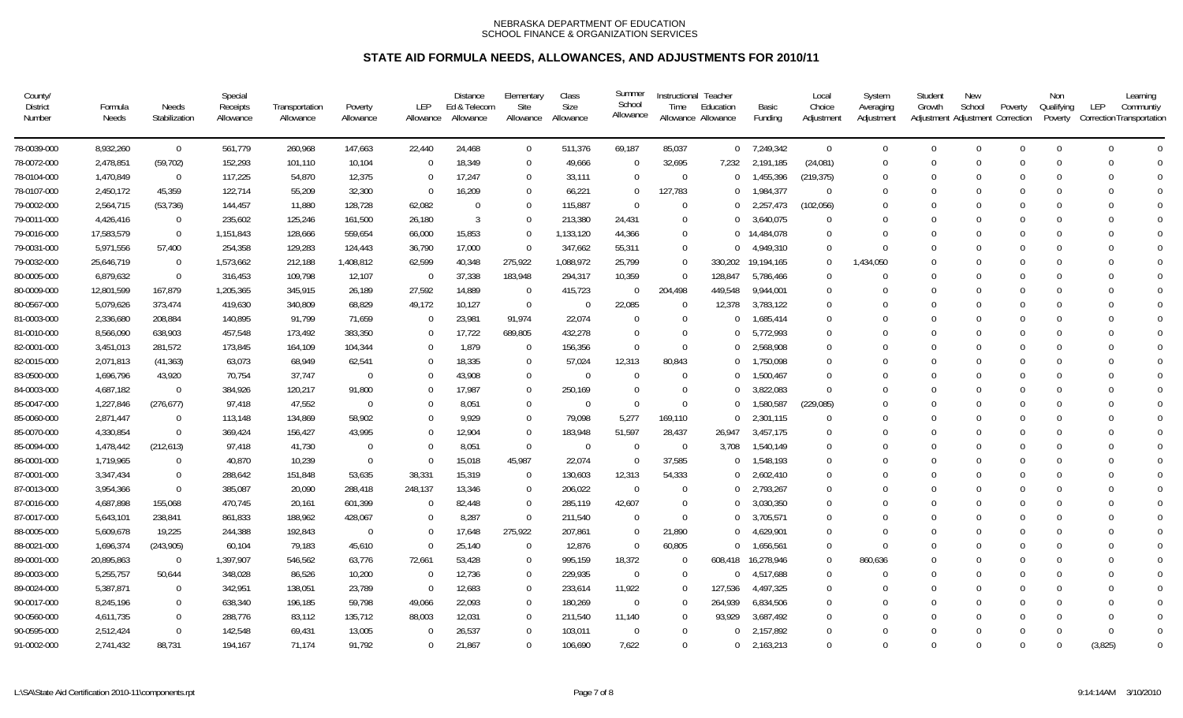NEBRASKA DEPARTMENT OF EDUCATION
SCHOOL FINANCE & ORGANIZATION SERVICES

# STATE AID FORMULA NEEDS, ALLOWANCES, AND ADJUSTMENTS FOR 2010/11

| County/ District Number | Formula Needs | Needs Stabilization | Special Receipts Allowance | Transportation Allowance | Poverty Allowance | LEP Allowance | Distance Ed & Telecom Allowance | Elementary Site Allowance | Class Size Allowance | Summer School Allowance | Instructional Time Allowance | Teacher Education Allowance | Basic Funding | Local Choice Adjustment | System Averaging Adjustment | Student Growth Adjustment | New School Adjustment | Poverty Correction | Non Qualifying Poverty | LEP Correction | Learning Community Transportation |
|---|---|---|---|---|---|---|---|---|---|---|---|---|---|---|---|---|---|---|---|---|---|
| 78-0039-000 | 8,932,260 | 0 | 561,779 | 260,968 | 147,663 | 22,440 | 24,468 | 0 | 511,376 | 69,187 | 85,037 | 0 | 7,249,342 | 0 | 0 | 0 | 0 | 0 | 0 | 0 | 0 |
| 78-0072-000 | 2,478,851 | (59,702) | 152,293 | 101,110 | 10,104 | 0 | 18,349 | 0 | 49,666 | 0 | 32,695 | 7,232 | 2,191,185 | (24,081) | 0 | 0 | 0 | 0 | 0 | 0 | 0 |
| 78-0104-000 | 1,470,849 | 0 | 117,225 | 54,870 | 12,375 | 0 | 17,247 | 0 | 33,111 | 0 | 0 | 0 | 1,455,396 | (219,375) | 0 | 0 | 0 | 0 | 0 | 0 | 0 |
| 78-0107-000 | 2,450,172 | 45,359 | 122,714 | 55,209 | 32,300 | 0 | 16,209 | 0 | 66,221 | 0 | 127,783 | 0 | 1,984,377 | 0 | 0 | 0 | 0 | 0 | 0 | 0 | 0 |
| 79-0002-000 | 2,564,715 | (53,736) | 144,457 | 11,880 | 128,728 | 62,082 | 0 | 0 | 115,887 | 0 | 0 | 0 | 2,257,473 | (102,056) | 0 | 0 | 0 | 0 | 0 | 0 | 0 |
| 79-0011-000 | 4,426,416 | 0 | 235,602 | 125,246 | 161,500 | 26,180 | 3 | 0 | 213,380 | 24,431 | 0 | 0 | 3,640,075 | 0 | 0 | 0 | 0 | 0 | 0 | 0 | 0 |
| 79-0016-000 | 17,583,579 | 0 | 1,151,843 | 128,666 | 559,654 | 66,000 | 15,853 | 0 | 1,133,120 | 44,366 | 0 | 0 | 14,484,078 | 0 | 0 | 0 | 0 | 0 | 0 | 0 | 0 |
| 79-0031-000 | 5,971,556 | 57,400 | 254,358 | 129,283 | 124,443 | 36,790 | 17,000 | 0 | 347,662 | 55,311 | 0 | 0 | 4,949,310 | 0 | 0 | 0 | 0 | 0 | 0 | 0 | 0 |
| 79-0032-000 | 25,646,719 | 0 | 1,573,662 | 212,188 | 1,408,812 | 62,599 | 40,348 | 275,922 | 1,088,972 | 25,799 | 0 | 330,202 | 19,194,165 | 0 | 1,434,050 | 0 | 0 | 0 | 0 | 0 | 0 |
| 80-0005-000 | 6,879,632 | 0 | 316,453 | 109,798 | 12,107 | 0 | 37,338 | 183,948 | 294,317 | 10,359 | 0 | 128,847 | 5,786,466 | 0 | 0 | 0 | 0 | 0 | 0 | 0 | 0 |
| 80-0009-000 | 12,801,599 | 167,879 | 1,205,365 | 345,915 | 26,189 | 27,592 | 14,889 | 0 | 415,723 | 0 | 204,498 | 449,548 | 9,944,001 | 0 | 0 | 0 | 0 | 0 | 0 | 0 | 0 |
| 80-0567-000 | 5,079,626 | 373,474 | 419,630 | 340,809 | 68,829 | 49,172 | 10,127 | 0 | 0 | 22,085 | 0 | 12,378 | 3,783,122 | 0 | 0 | 0 | 0 | 0 | 0 | 0 | 0 |
| 81-0003-000 | 2,336,680 | 208,884 | 140,895 | 91,799 | 71,659 | 0 | 23,981 | 91,974 | 22,074 | 0 | 0 | 0 | 1,685,414 | 0 | 0 | 0 | 0 | 0 | 0 | 0 | 0 |
| 81-0010-000 | 8,566,090 | 638,903 | 457,548 | 173,492 | 383,350 | 0 | 17,722 | 689,805 | 432,278 | 0 | 0 | 0 | 5,772,993 | 0 | 0 | 0 | 0 | 0 | 0 | 0 | 0 |
| 82-0001-000 | 3,451,013 | 281,572 | 173,845 | 164,109 | 104,344 | 0 | 1,879 | 0 | 156,356 | 0 | 0 | 0 | 2,568,908 | 0 | 0 | 0 | 0 | 0 | 0 | 0 | 0 |
| 82-0015-000 | 2,071,813 | (41,363) | 63,073 | 68,949 | 62,541 | 0 | 18,335 | 0 | 57,024 | 12,313 | 80,843 | 0 | 1,750,098 | 0 | 0 | 0 | 0 | 0 | 0 | 0 | 0 |
| 83-0500-000 | 1,696,796 | 43,920 | 70,754 | 37,747 | 0 | 0 | 43,908 | 0 | 0 | 0 | 0 | 0 | 1,500,467 | 0 | 0 | 0 | 0 | 0 | 0 | 0 | 0 |
| 84-0003-000 | 4,687,182 | 0 | 384,926 | 120,217 | 91,800 | 0 | 17,987 | 0 | 250,169 | 0 | 0 | 0 | 3,822,083 | 0 | 0 | 0 | 0 | 0 | 0 | 0 | 0 |
| 85-0047-000 | 1,227,846 | (276,677) | 97,418 | 47,552 | 0 | 0 | 8,051 | 0 | 0 | 0 | 0 | 0 | 1,580,587 | (229,085) | 0 | 0 | 0 | 0 | 0 | 0 | 0 |
| 85-0060-000 | 2,871,447 | 0 | 113,148 | 134,869 | 58,902 | 0 | 9,929 | 0 | 79,098 | 5,277 | 169,110 | 0 | 2,301,115 | 0 | 0 | 0 | 0 | 0 | 0 | 0 | 0 |
| 85-0070-000 | 4,330,854 | 0 | 369,424 | 156,427 | 43,995 | 0 | 12,904 | 0 | 183,948 | 51,597 | 28,437 | 26,947 | 3,457,175 | 0 | 0 | 0 | 0 | 0 | 0 | 0 | 0 |
| 85-0094-000 | 1,478,442 | (212,613) | 97,418 | 41,730 | 0 | 0 | 8,051 | 0 | 0 | 0 | 0 | 3,708 | 1,540,149 | 0 | 0 | 0 | 0 | 0 | 0 | 0 | 0 |
| 86-0001-000 | 1,719,965 | 0 | 40,870 | 10,239 | 0 | 0 | 15,018 | 45,987 | 22,074 | 0 | 37,585 | 0 | 1,548,193 | 0 | 0 | 0 | 0 | 0 | 0 | 0 | 0 |
| 87-0001-000 | 3,347,434 | 0 | 288,642 | 151,848 | 53,635 | 38,331 | 15,319 | 0 | 130,603 | 12,313 | 54,333 | 0 | 2,602,410 | 0 | 0 | 0 | 0 | 0 | 0 | 0 | 0 |
| 87-0013-000 | 3,954,366 | 0 | 385,087 | 20,090 | 288,418 | 248,137 | 13,346 | 0 | 206,022 | 0 | 0 | 0 | 2,793,267 | 0 | 0 | 0 | 0 | 0 | 0 | 0 | 0 |
| 87-0016-000 | 4,687,898 | 155,068 | 470,745 | 20,161 | 601,399 | 0 | 82,448 | 0 | 285,119 | 42,607 | 0 | 0 | 3,030,350 | 0 | 0 | 0 | 0 | 0 | 0 | 0 | 0 |
| 87-0017-000 | 5,643,101 | 238,841 | 861,833 | 188,962 | 428,067 | 0 | 8,287 | 0 | 211,540 | 0 | 0 | 0 | 3,705,571 | 0 | 0 | 0 | 0 | 0 | 0 | 0 | 0 |
| 88-0005-000 | 5,609,678 | 19,225 | 244,388 | 192,843 | 0 | 0 | 17,648 | 275,922 | 207,861 | 0 | 21,890 | 0 | 4,629,901 | 0 | 0 | 0 | 0 | 0 | 0 | 0 | 0 |
| 88-0021-000 | 1,696,374 | (243,905) | 60,104 | 79,183 | 45,610 | 0 | 25,140 | 0 | 12,876 | 0 | 60,805 | 0 | 1,656,561 | 0 | 0 | 0 | 0 | 0 | 0 | 0 | 0 |
| 89-0001-000 | 20,895,863 | 0 | 1,397,907 | 546,562 | 63,776 | 72,661 | 53,428 | 0 | 995,159 | 18,372 | 0 | 608,418 | 16,278,946 | 0 | 860,636 | 0 | 0 | 0 | 0 | 0 | 0 |
| 89-0003-000 | 5,255,757 | 50,644 | 348,028 | 86,526 | 10,200 | 0 | 12,736 | 0 | 229,935 | 0 | 0 | 0 | 4,517,688 | 0 | 0 | 0 | 0 | 0 | 0 | 0 | 0 |
| 89-0024-000 | 5,387,871 | 0 | 342,951 | 138,051 | 23,789 | 0 | 12,683 | 0 | 233,614 | 11,922 | 0 | 127,536 | 4,497,325 | 0 | 0 | 0 | 0 | 0 | 0 | 0 | 0 |
| 90-0017-000 | 8,245,196 | 0 | 638,340 | 196,185 | 59,798 | 49,066 | 22,093 | 0 | 180,269 | 0 | 0 | 264,939 | 6,834,506 | 0 | 0 | 0 | 0 | 0 | 0 | 0 | 0 |
| 90-0560-000 | 4,611,735 | 0 | 288,776 | 83,112 | 135,712 | 88,003 | 12,031 | 0 | 211,540 | 11,140 | 0 | 93,929 | 3,687,492 | 0 | 0 | 0 | 0 | 0 | 0 | 0 | 0 |
| 90-0595-000 | 2,512,424 | 0 | 142,548 | 69,431 | 13,005 | 0 | 26,537 | 0 | 103,011 | 0 | 0 | 0 | 2,157,892 | 0 | 0 | 0 | 0 | 0 | 0 | 0 | 0 |
| 91-0002-000 | 2,741,432 | 88,731 | 194,167 | 71,174 | 91,792 | 0 | 21,867 | 0 | 106,690 | 7,622 | 0 | 0 | 2,163,213 | 0 | 0 | 0 | 0 | 0 | 0 | (3,825) | 0 |

L:\SA\State Aid Certification 2010-11\components.rpt    9:14:14AM 3/10/2010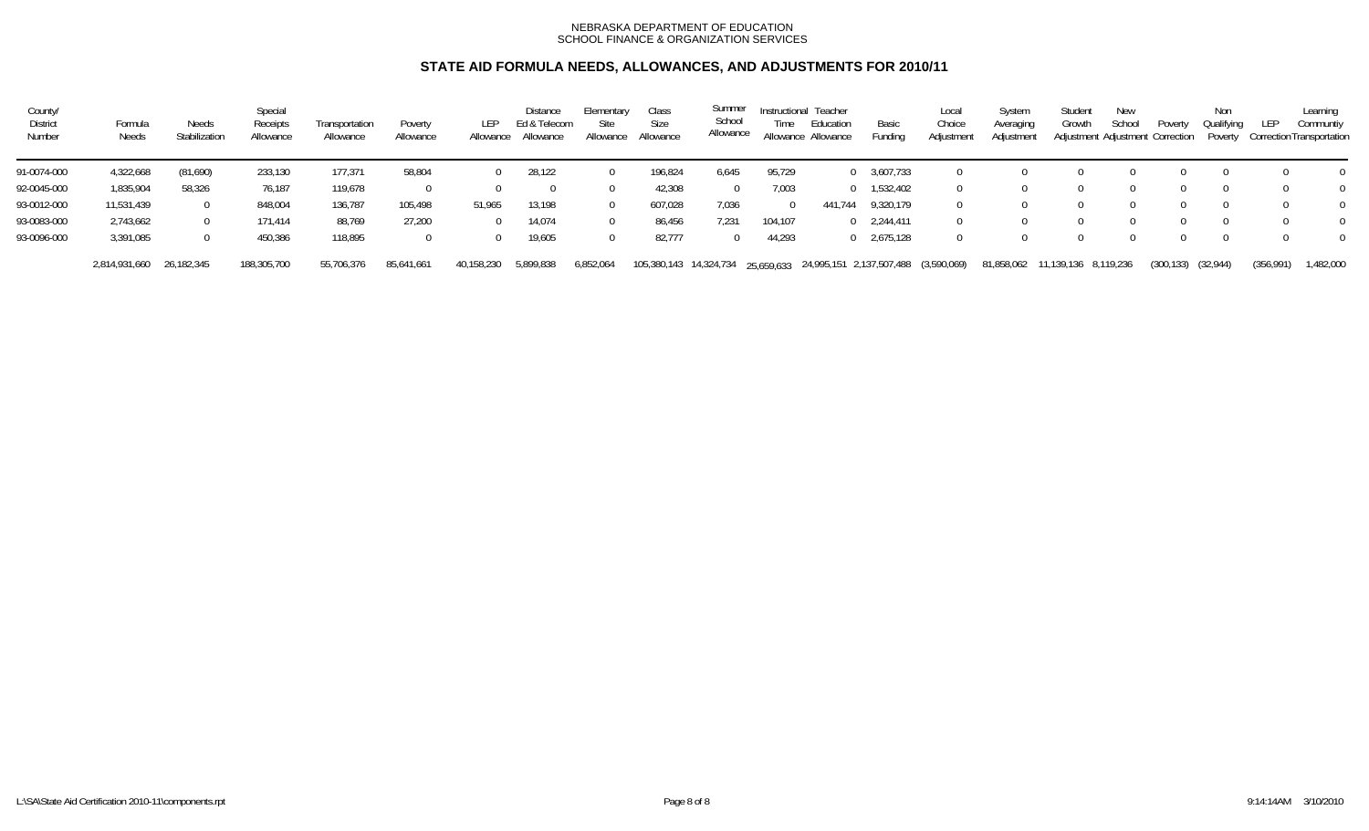NEBRASKA DEPARTMENT OF EDUCATION
SCHOOL FINANCE & ORGANIZATION SERVICES

# STATE AID FORMULA NEEDS, ALLOWANCES, AND ADJUSTMENTS FOR 2010/11

| County/ District Number | Formula Needs | Needs Stabilization | Special Receipts Allowance | Transportation Allowance | Poverty Allowance | LEP Allowance | Distance Ed & Telecom Allowance | Elementary Site Allowance | Class Size Allowance | Summer School Allowance | Instructional Time Allowance | Teacher Education Allowance | Basic Funding | Local Choice Adjustment | System Averaging Adjustment | Student Growth Adjustment | New School Adjustment | Poverty Correction | Non Qualifying Poverty | LEP Correction | Learning Communtiy Transportation |
|---|---|---|---|---|---|---|---|---|---|---|---|---|---|---|---|---|---|---|---|---|---|
| 91-0074-000 | 4,322,668 | (81,690) | 233,130 | 177,371 | 58,804 | 0 | 28,122 | 0 | 196,824 | 6,645 | 95,729 | 0 | 3,607,733 | 0 | 0 | 0 | 0 | 0 | 0 | 0 | 0 |
| 92-0045-000 | 1,835,904 | 58,326 | 76,187 | 119,678 | 0 | 0 | 0 | 0 | 42,308 | 0 | 7,003 | 0 | 1,532,402 | 0 | 0 | 0 | 0 | 0 | 0 | 0 | 0 |
| 93-0012-000 | 11,531,439 | 0 | 848,004 | 136,787 | 105,498 | 51,965 | 13,198 | 0 | 607,028 | 7,036 | 0 | 441,744 | 9,320,179 | 0 | 0 | 0 | 0 | 0 | 0 | 0 | 0 |
| 93-0083-000 | 2,743,662 | 0 | 171,414 | 88,769 | 27,200 | 0 | 14,074 | 0 | 86,456 | 7,231 | 104,107 | 0 | 2,244,411 | 0 | 0 | 0 | 0 | 0 | 0 | 0 | 0 |
| 93-0096-000 | 3,391,085 | 0 | 450,386 | 118,895 | 0 | 0 | 19,605 | 0 | 82,777 | 0 | 44,293 | 0 | 2,675,128 | 0 | 0 | 0 | 0 | 0 | 0 | 0 | 0 |
| | 2,814,931,660 | 26,182,345 | 188,305,700 | 55,706,376 | 85,641,661 | 40,158,230 | 5,899,838 | 6,852,064 | 105,380,143 | 14,324,734 | 25,659,633 | 24,995,151 | 2,137,507,488 | (3,590,069) | 81,858,062 | 11,139,136 | 8,119,236 | (300,133) | (32,944) | (356,991) | 1,482,000 |

L:\SA\State Aid Certification 2010-11\components.rpt 9:14:14AM 3/10/2010